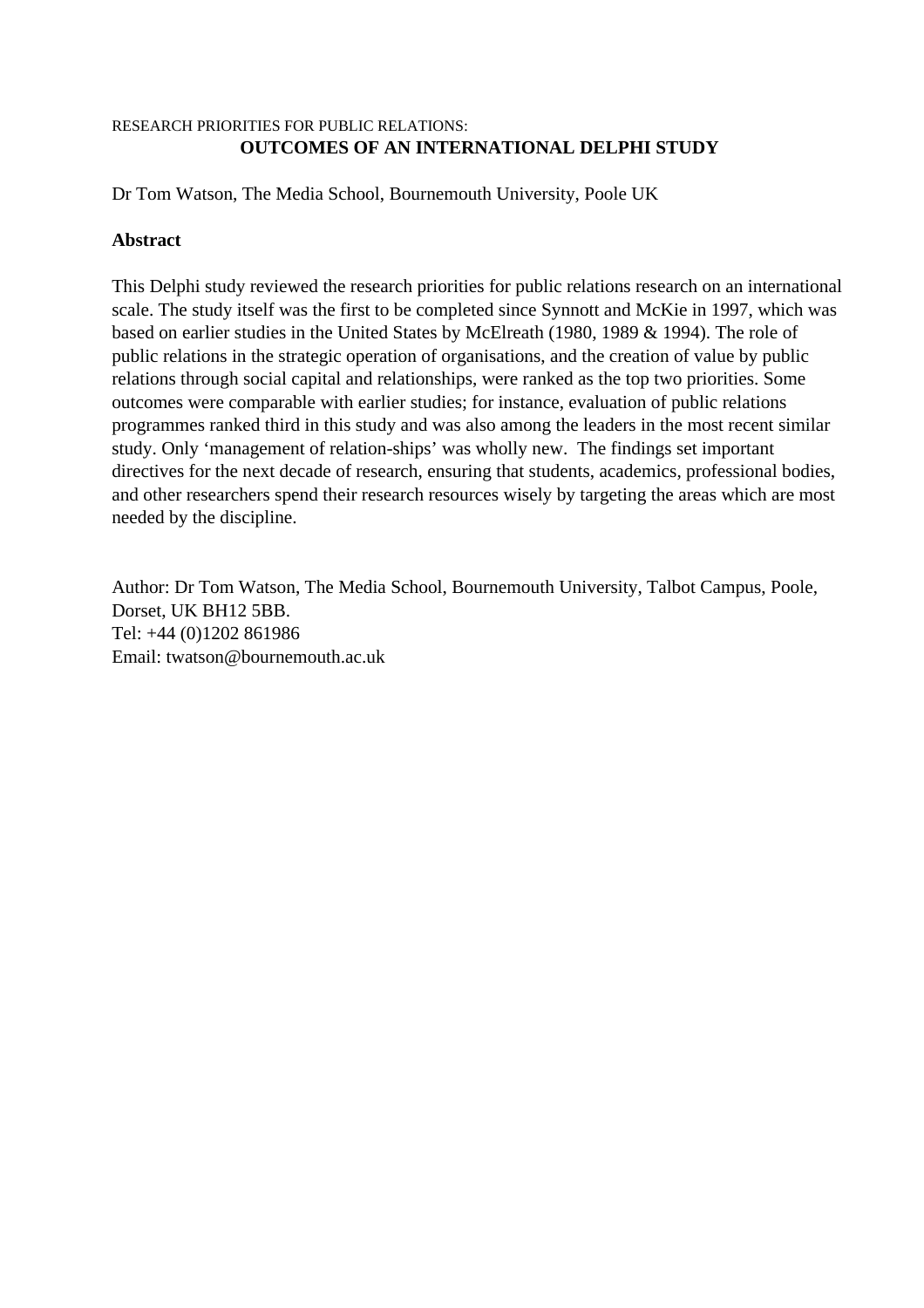RESEARCH PRIORITIES FOR PUBLIC RELATIONS:

# OUTCOMES OF AN INTERNATIONAL DELPHI STUDY

Dr Tom Watson, The Media School, Bournemouth University, Poole UK

**Abstract**

This Delphi study reviewed the research priorities for public relations research on an international scale. The study itself was the first to be completed since Synnott and McKie in 1997, which was based on earlier studies in the United States by McElreath (1980, 1989 & 1994). The role of public relations in the strategic operation of organisations, and the creation of value by public relations through social capital and relationships, were ranked as the top two priorities. Some outcomes were comparable with earlier studies; for instance, evaluation of public relations programmes ranked third in this study and was also among the leaders in the most recent similar study. Only 'management of relation-ships' was wholly new. The findings set important directives for the next decade of research, ensuring that students, academics, professional bodies, and other researchers spend their research resources wisely by targeting the areas which are most needed by the discipline.

Author: Dr Tom Watson, The Media School, Bournemouth University, Talbot Campus, Poole, Dorset, UK BH12 5BB.
Tel: +44 (0)1202 861986
Email: twatson@bournemouth.ac.uk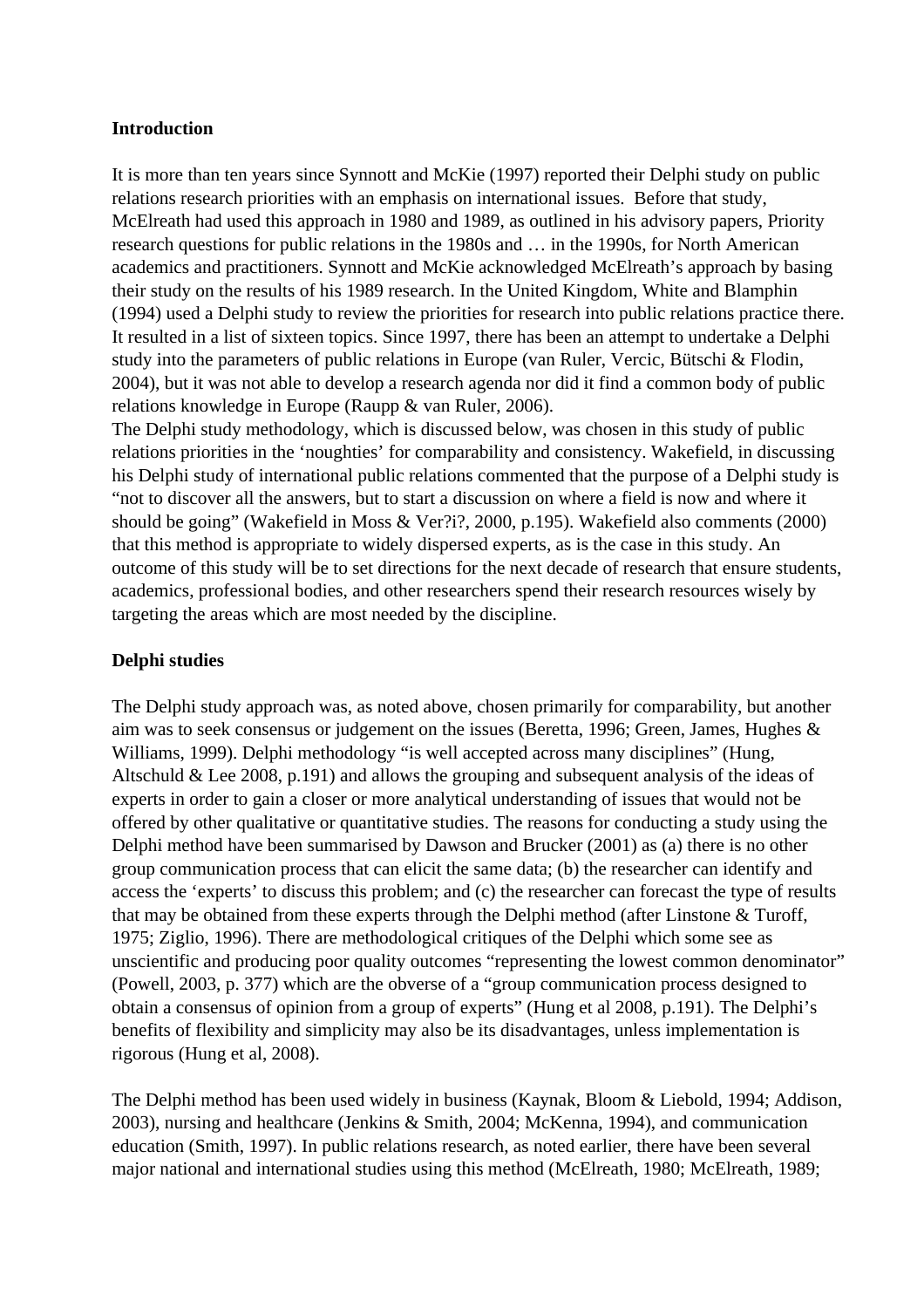**Introduction**

It is more than ten years since Synnott and McKie (1997) reported their Delphi study on public relations research priorities with an emphasis on international issues. Before that study, McElreath had used this approach in 1980 and 1989, as outlined in his advisory papers, Priority research questions for public relations in the 1980s and … in the 1990s, for North American academics and practitioners. Synnott and McKie acknowledged McElreath's approach by basing their study on the results of his 1989 research. In the United Kingdom, White and Blamphin (1994) used a Delphi study to review the priorities for research into public relations practice there. It resulted in a list of sixteen topics. Since 1997, there has been an attempt to undertake a Delphi study into the parameters of public relations in Europe (van Ruler, Vercic, Bütschi & Flodin, 2004), but it was not able to develop a research agenda nor did it find a common body of public relations knowledge in Europe (Raupp & van Ruler, 2006).

The Delphi study methodology, which is discussed below, was chosen in this study of public relations priorities in the 'noughties' for comparability and consistency. Wakefield, in discussing his Delphi study of international public relations commented that the purpose of a Delphi study is "not to discover all the answers, but to start a discussion on where a field is now and where it should be going" (Wakefield in Moss & Ver?i?, 2000, p.195). Wakefield also comments (2000) that this method is appropriate to widely dispersed experts, as is the case in this study. An outcome of this study will be to set directions for the next decade of research that ensure students, academics, professional bodies, and other researchers spend their research resources wisely by targeting the areas which are most needed by the discipline.

**Delphi studies**

The Delphi study approach was, as noted above, chosen primarily for comparability, but another aim was to seek consensus or judgement on the issues (Beretta, 1996; Green, James, Hughes & Williams, 1999). Delphi methodology "is well accepted across many disciplines" (Hung, Altschuld & Lee 2008, p.191) and allows the grouping and subsequent analysis of the ideas of experts in order to gain a closer or more analytical understanding of issues that would not be offered by other qualitative or quantitative studies. The reasons for conducting a study using the Delphi method have been summarised by Dawson and Brucker (2001) as (a) there is no other group communication process that can elicit the same data; (b) the researcher can identify and access the 'experts' to discuss this problem; and (c) the researcher can forecast the type of results that may be obtained from these experts through the Delphi method (after Linstone & Turoff, 1975; Ziglio, 1996). There are methodological critiques of the Delphi which some see as unscientific and producing poor quality outcomes "representing the lowest common denominator" (Powell, 2003, p. 377) which are the obverse of a "group communication process designed to obtain a consensus of opinion from a group of experts" (Hung et al 2008, p.191). The Delphi's benefits of flexibility and simplicity may also be its disadvantages, unless implementation is rigorous (Hung et al, 2008).

The Delphi method has been used widely in business (Kaynak, Bloom & Liebold, 1994; Addison, 2003), nursing and healthcare (Jenkins & Smith, 2004; McKenna, 1994), and communication education (Smith, 1997). In public relations research, as noted earlier, there have been several major national and international studies using this method (McElreath, 1980; McElreath, 1989;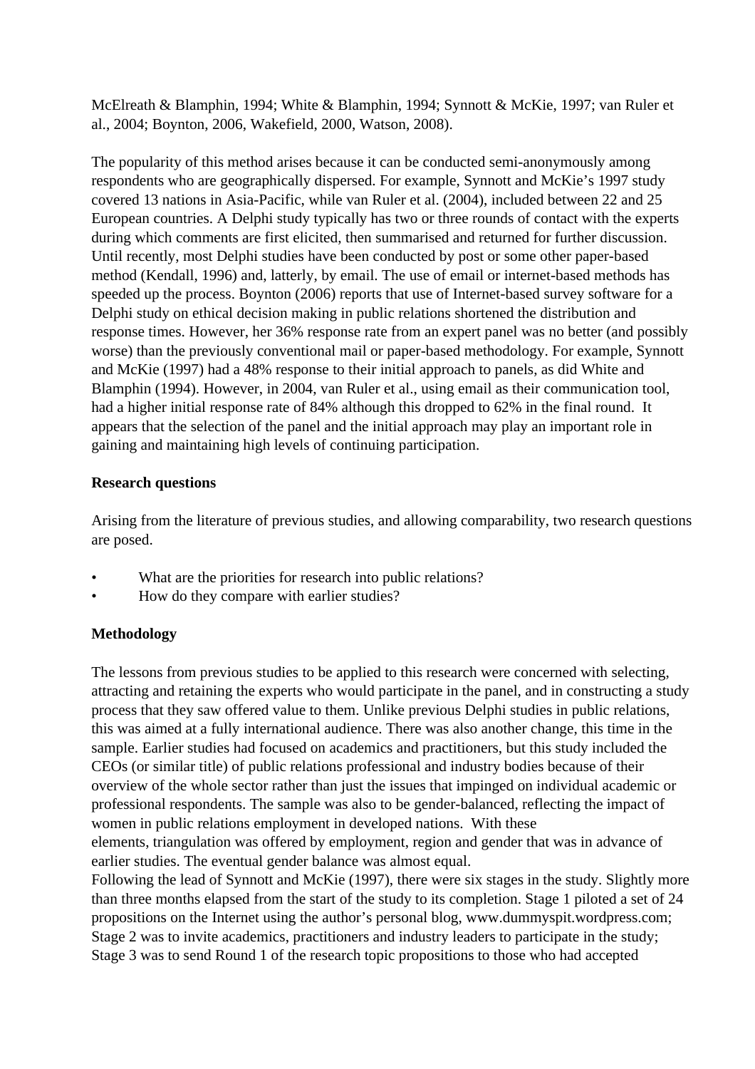McElreath & Blamphin, 1994; White & Blamphin, 1994; Synnott & McKie, 1997; van Ruler et al., 2004; Boynton, 2006, Wakefield, 2000, Watson, 2008).

The popularity of this method arises because it can be conducted semi-anonymously among respondents who are geographically dispersed. For example, Synnott and McKie's 1997 study covered 13 nations in Asia-Pacific, while van Ruler et al. (2004), included between 22 and 25 European countries. A Delphi study typically has two or three rounds of contact with the experts during which comments are first elicited, then summarised and returned for further discussion. Until recently, most Delphi studies have been conducted by post or some other paper-based method (Kendall, 1996) and, latterly, by email. The use of email or internet-based methods has speeded up the process. Boynton (2006) reports that use of Internet-based survey software for a Delphi study on ethical decision making in public relations shortened the distribution and response times. However, her 36% response rate from an expert panel was no better (and possibly worse) than the previously conventional mail or paper-based methodology. For example, Synnott and McKie (1997) had a 48% response to their initial approach to panels, as did White and Blamphin (1994). However, in 2004, van Ruler et al., using email as their communication tool, had a higher initial response rate of 84% although this dropped to 62% in the final round. It appears that the selection of the panel and the initial approach may play an important role in gaining and maintaining high levels of continuing participation.

**Research questions**

Arising from the literature of previous studies, and allowing comparability, two research questions are posed.

- What are the priorities for research into public relations?
- How do they compare with earlier studies?

**Methodology**

The lessons from previous studies to be applied to this research were concerned with selecting, attracting and retaining the experts who would participate in the panel, and in constructing a study process that they saw offered value to them. Unlike previous Delphi studies in public relations, this was aimed at a fully international audience. There was also another change, this time in the sample. Earlier studies had focused on academics and practitioners, but this study included the CEOs (or similar title) of public relations professional and industry bodies because of their overview of the whole sector rather than just the issues that impinged on individual academic or professional respondents. The sample was also to be gender-balanced, reflecting the impact of women in public relations employment in developed nations. With these elements, triangulation was offered by employment, region and gender that was in advance of earlier studies. The eventual gender balance was almost equal.

Following the lead of Synnott and McKie (1997), there were six stages in the study. Slightly more than three months elapsed from the start of the study to its completion. Stage 1 piloted a set of 24 propositions on the Internet using the author's personal blog, www.dummyspit.wordpress.com; Stage 2 was to invite academics, practitioners and industry leaders to participate in the study; Stage 3 was to send Round 1 of the research topic propositions to those who had accepted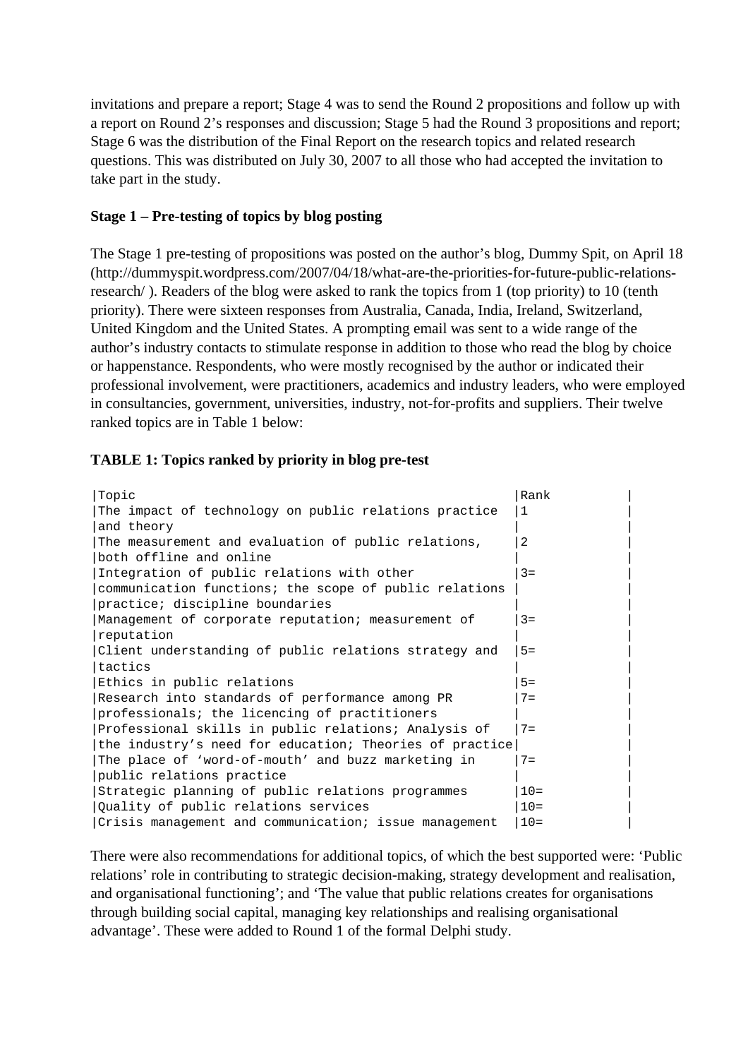invitations and prepare a report; Stage 4 was to send the Round 2 propositions and follow up with a report on Round 2's responses and discussion; Stage 5 had the Round 3 propositions and report; Stage 6 was the distribution of the Final Report on the research topics and related research questions. This was distributed on July 30, 2007 to all those who had accepted the invitation to take part in the study.

**Stage 1 – Pre-testing of topics by blog posting**

The Stage 1 pre-testing of propositions was posted on the author's blog, Dummy Spit, on April 18 (http://dummyspit.wordpress.com/2007/04/18/what-are-the-priorities-for-future-public-relations-research/ ). Readers of the blog were asked to rank the topics from 1 (top priority) to 10 (tenth priority). There were sixteen responses from Australia, Canada, India, Ireland, Switzerland, United Kingdom and the United States. A prompting email was sent to a wide range of the author's industry contacts to stimulate response in addition to those who read the blog by choice or happenstance. Respondents, who were mostly recognised by the author or indicated their professional involvement, were practitioners, academics and industry leaders, who were employed in consultancies, government, universities, industry, not-for-profits and suppliers. Their twelve ranked topics are in Table 1 below:

**TABLE 1: Topics ranked by priority in blog pre-test**

| Topic | Rank |
|---|---|
| The impact of technology on public relations practice and theory | 1 |
| The measurement and evaluation of public relations, both offline and online | 2 |
| Integration of public relations with other communication functions; the scope of public relations practice; discipline boundaries | 3= |
| Management of corporate reputation; measurement of reputation | 3= |
| Client understanding of public relations strategy and tactics | 5= |
| Ethics in public relations | 5= |
| Research into standards of performance among PR professionals; the licencing of practitioners | 7= |
| Professional skills in public relations; Analysis of the industry's need for education; Theories of practice | 7= |
| The place of 'word-of-mouth' and buzz marketing in public relations practice | 7= |
| Strategic planning of public relations programmes | 10= |
| Quality of public relations services | 10= |
| Crisis management and communication; issue management | 10= |

There were also recommendations for additional topics, of which the best supported were: 'Public relations' role in contributing to strategic decision-making, strategy development and realisation, and organisational functioning'; and 'The value that public relations creates for organisations through building social capital, managing key relationships and realising organisational advantage'. These were added to Round 1 of the formal Delphi study.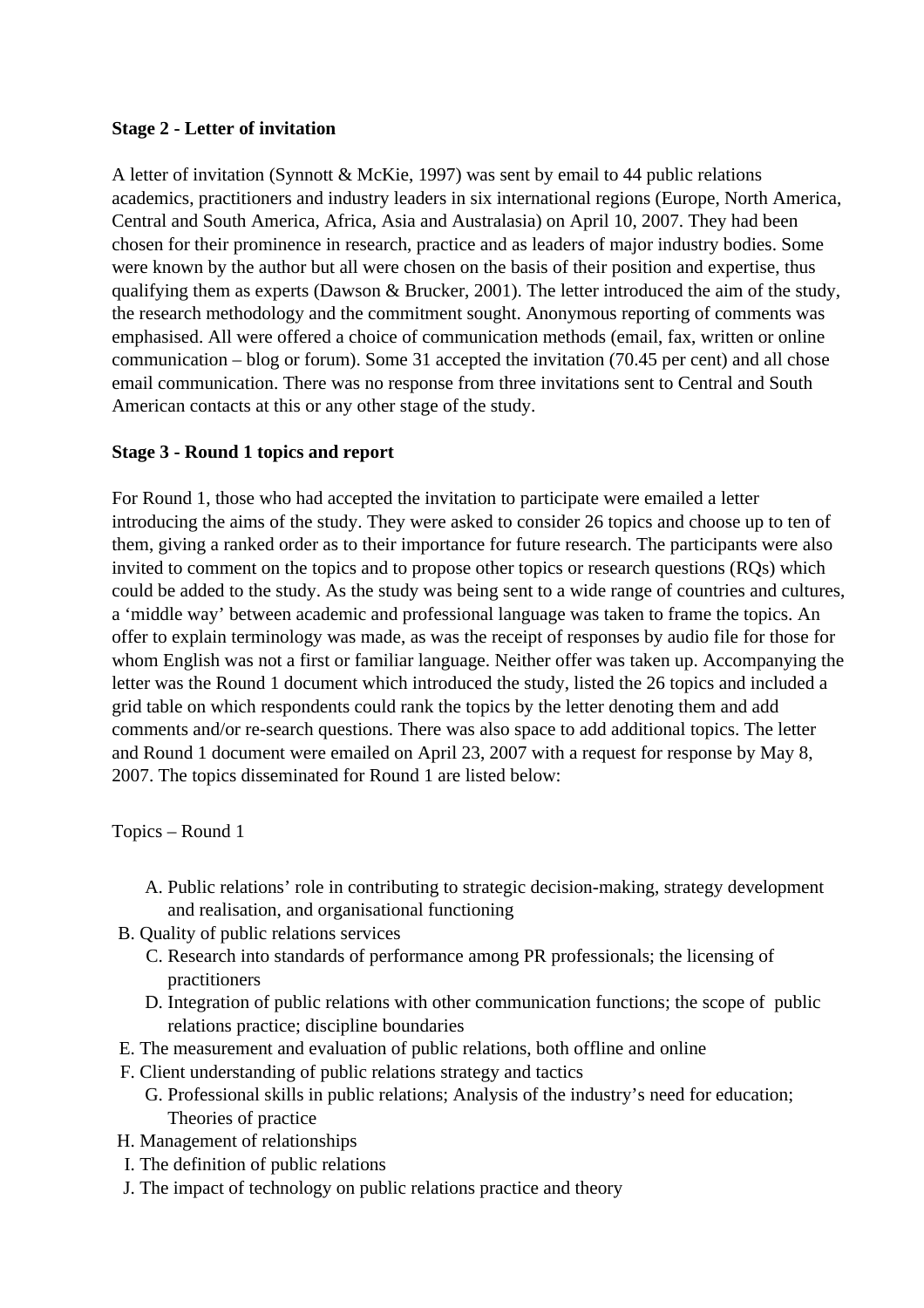**Stage 2 - Letter of invitation**

A letter of invitation (Synnott & McKie, 1997) was sent by email to 44 public relations academics, practitioners and industry leaders in six international regions (Europe, North America, Central and South America, Africa, Asia and Australasia) on April 10, 2007. They had been chosen for their prominence in research, practice and as leaders of major industry bodies. Some were known by the author but all were chosen on the basis of their position and expertise, thus qualifying them as experts (Dawson & Brucker, 2001). The letter introduced the aim of the study, the research methodology and the commitment sought. Anonymous reporting of comments was emphasised. All were offered a choice of communication methods (email, fax, written or online communication – blog or forum). Some 31 accepted the invitation (70.45 per cent) and all chose email communication. There was no response from three invitations sent to Central and South American contacts at this or any other stage of the study.

**Stage 3 - Round 1 topics and report**

For Round 1, those who had accepted the invitation to participate were emailed a letter introducing the aims of the study. They were asked to consider 26 topics and choose up to ten of them, giving a ranked order as to their importance for future research. The participants were also invited to comment on the topics and to propose other topics or research questions (RQs) which could be added to the study. As the study was being sent to a wide range of countries and cultures, a 'middle way' between academic and professional language was taken to frame the topics. An offer to explain terminology was made, as was the receipt of responses by audio file for those for whom English was not a first or familiar language. Neither offer was taken up. Accompanying the letter was the Round 1 document which introduced the study, listed the 26 topics and included a grid table on which respondents could rank the topics by the letter denoting them and add comments and/or re-search questions. There was also space to add additional topics. The letter and Round 1 document were emailed on April 23, 2007 with a request for response by May 8, 2007. The topics disseminated for Round 1 are listed below:

Topics – Round 1

A. Public relations' role in contributing to strategic decision-making, strategy development and realisation, and organisational functioning
B. Quality of public relations services
C. Research into standards of performance among PR professionals; the licensing of practitioners
D. Integration of public relations with other communication functions; the scope of public relations practice; discipline boundaries
E. The measurement and evaluation of public relations, both offline and online
F. Client understanding of public relations strategy and tactics
G. Professional skills in public relations; Analysis of the industry's need for education; Theories of practice
H. Management of relationships
I. The definition of public relations
J. The impact of technology on public relations practice and theory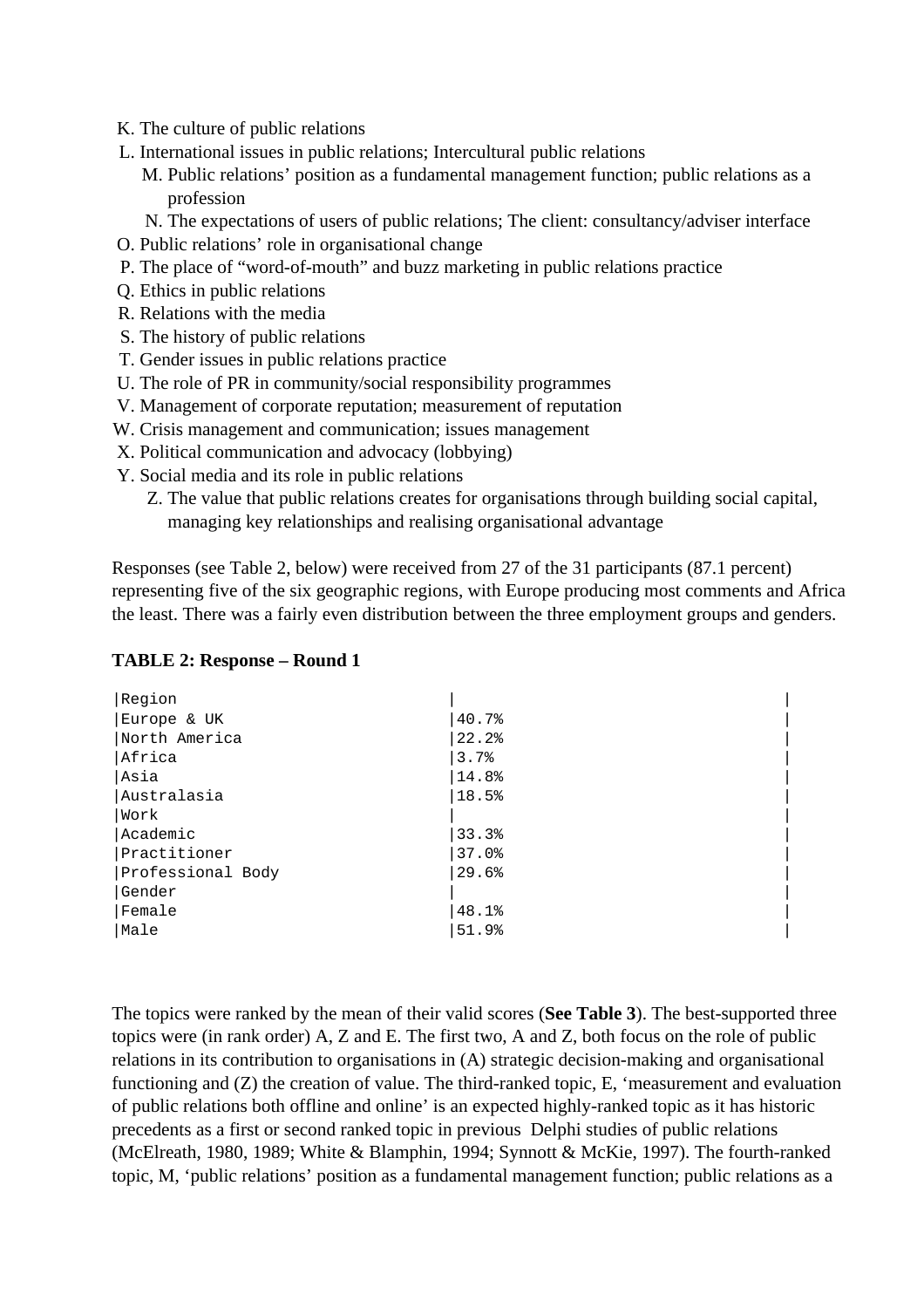K. The culture of public relations
L. International issues in public relations; Intercultural public relations
M. Public relations' position as a fundamental management function; public relations as a profession
N. The expectations of users of public relations; The client: consultancy/adviser interface
O. Public relations' role in organisational change
P. The place of "word-of-mouth" and buzz marketing in public relations practice
Q. Ethics in public relations
R. Relations with the media
S. The history of public relations
T. Gender issues in public relations practice
U. The role of PR in community/social responsibility programmes
V. Management of corporate reputation; measurement of reputation
W. Crisis management and communication; issues management
X. Political communication and advocacy (lobbying)
Y. Social media and its role in public relations
Z. The value that public relations creates for organisations through building social capital, managing key relationships and realising organisational advantage

Responses (see Table 2, below) were received from 27 of the 31 participants (87.1 percent) representing five of the six geographic regions, with Europe producing most comments and Africa the least. There was a fairly even distribution between the three employment groups and genders.

**TABLE 2: Response – Round 1**

| Region | |
|---|---|
| Europe & UK | 40.7% |
| North America | 22.2% |
| Africa | 3.7% |
| Asia | 14.8% |
| Australasia | 18.5% |
| Work | |
| Academic | 33.3% |
| Practitioner | 37.0% |
| Professional Body | 29.6% |
| Gender | |
| Female | 48.1% |
| Male | 51.9% |

The topics were ranked by the mean of their valid scores (**See Table 3**). The best-supported three topics were (in rank order) A, Z and E. The first two, A and Z, both focus on the role of public relations in its contribution to organisations in (A) strategic decision-making and organisational functioning and (Z) the creation of value. The third-ranked topic, E, 'measurement and evaluation of public relations both offline and online' is an expected highly-ranked topic as it has historic precedents as a first or second ranked topic in previous Delphi studies of public relations (McElreath, 1980, 1989; White & Blamphin, 1994; Synnott & McKie, 1997). The fourth-ranked topic, M, 'public relations' position as a fundamental management function; public relations as a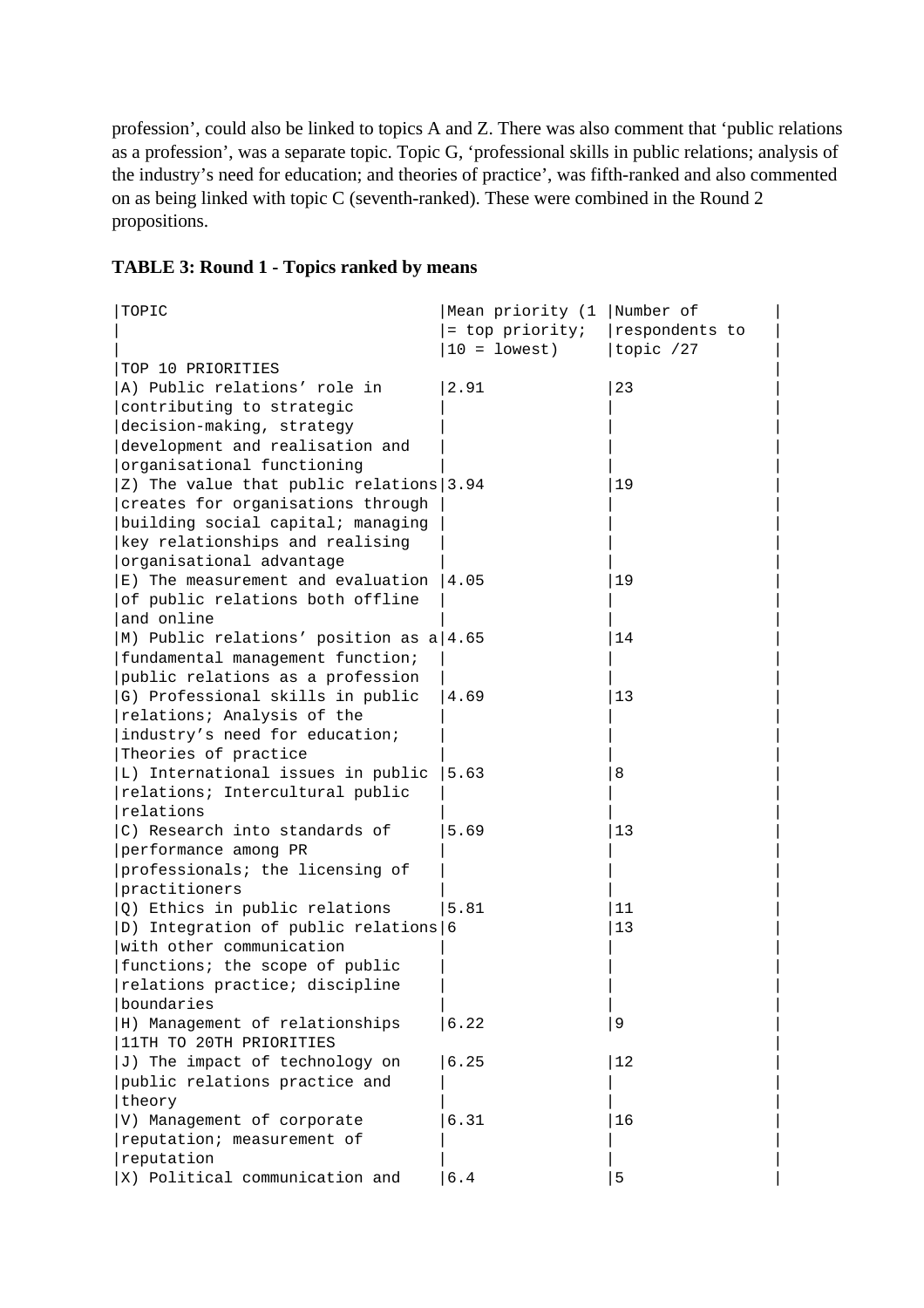profession', could also be linked to topics A and Z. There was also comment that 'public relations as a profession', was a separate topic. Topic G, 'professional skills in public relations; analysis of the industry's need for education; and theories of practice', was fifth-ranked and also commented on as being linked with topic C (seventh-ranked). These were combined in the Round 2 propositions.

**TABLE 3: Round 1 - Topics ranked by means**

| TOPIC | Mean priority (1 = top priority; 10 = lowest) | Number of respondents to topic /27 |
|---|---|---|
| TOP 10 PRIORITIES | | |
| A) Public relations' role in contributing to strategic decision-making, strategy development and realisation and organisational functioning | 2.91 | 23 |
| Z) The value that public relations creates for organisations through building social capital; managing key relationships and realising organisational advantage | 3.94 | 19 |
| E) The measurement and evaluation of public relations both offline and online | 4.05 | 19 |
| M) Public relations' position as a fundamental management function; public relations as a profession | 4.65 | 14 |
| G) Professional skills in public relations; Analysis of the industry's need for education; Theories of practice | 4.69 | 13 |
| L) International issues in public relations; Intercultural public relations | 5.63 | 8 |
| C) Research into standards of performance among PR professionals; the licensing of practitioners | 5.69 | 13 |
| Q) Ethics in public relations | 5.81 | 11 |
| D) Integration of public relations with other communication functions; the scope of public relations practice; discipline boundaries | 6 | 13 |
| H) Management of relationships | 6.22 | 9 |
| 11TH TO 20TH PRIORITIES | | |
| J) The impact of technology on public relations practice and theory | 6.25 | 12 |
| V) Management of corporate reputation; measurement of reputation | 6.31 | 16 |
| X) Political communication and | 6.4 | 5 |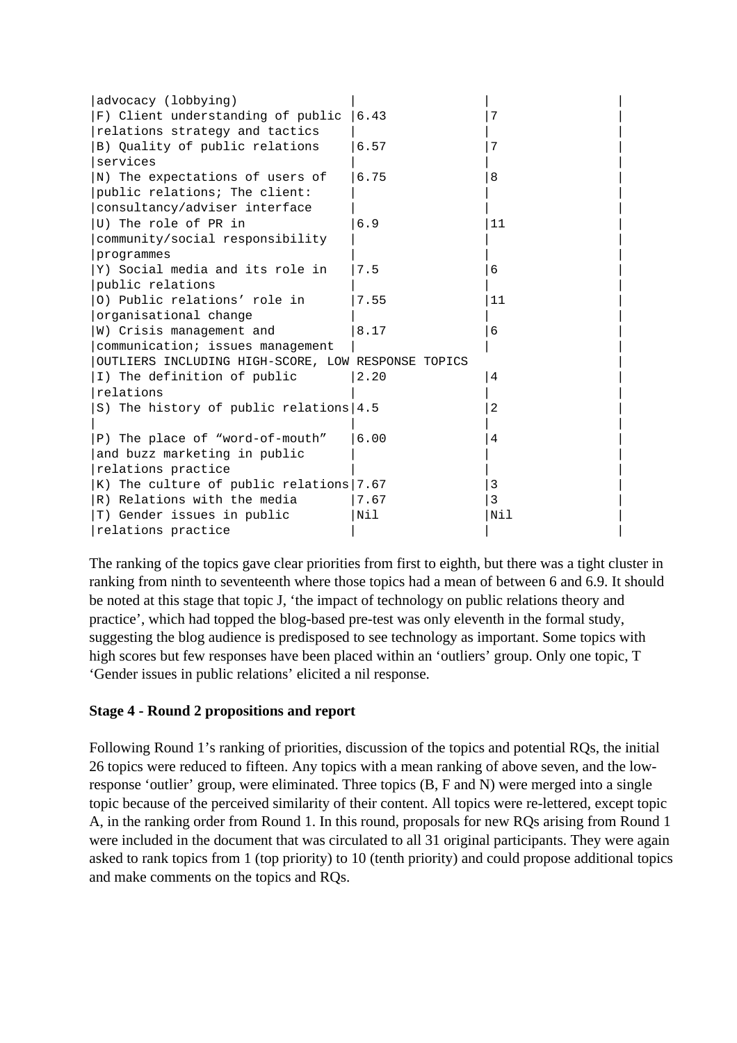| | | | |
|---|---|---|---|
| advocacy (lobbying) | | | |
| F) Client understanding of public relations strategy and tactics | 6.43 | 7 | |
| B) Quality of public relations services | 6.57 | 7 | |
| N) The expectations of users of public relations; The client: consultancy/adviser interface | 6.75 | 8 | |
| U) The role of PR in community/social responsibility programmes | 6.9 | 11 | |
| Y) Social media and its role in public relations | 7.5 | 6 | |
| O) Public relations' role in organisational change | 7.55 | 11 | |
| W) Crisis management and communication; issues management | 8.17 | 6 | |
| OUTLIERS INCLUDING HIGH-SCORE, LOW RESPONSE TOPICS | | | |
| I) The definition of public relations | 2.20 | 4 | |
| S) The history of public relations | 4.5 | 2 | |
| P) The place of "word-of-mouth" and buzz marketing in public relations practice | 6.00 | 4 | |
| K) The culture of public relations | 7.67 | 3 | |
| R) Relations with the media | 7.67 | 3 | |
| T) Gender issues in public relations practice | Nil | Nil | |

The ranking of the topics gave clear priorities from first to eighth, but there was a tight cluster in ranking from ninth to seventeenth where those topics had a mean of between 6 and 6.9. It should be noted at this stage that topic J, 'the impact of technology on public relations theory and practice', which had topped the blog-based pre-test was only eleventh in the formal study, suggesting the blog audience is predisposed to see technology as important. Some topics with high scores but few responses have been placed within an 'outliers' group. Only one topic, T 'Gender issues in public relations' elicited a nil response.

**Stage 4 - Round 2 propositions and report**

Following Round 1's ranking of priorities, discussion of the topics and potential RQs, the initial 26 topics were reduced to fifteen. Any topics with a mean ranking of above seven, and the low-response 'outlier' group, were eliminated. Three topics (B, F and N) were merged into a single topic because of the perceived similarity of their content. All topics were re-lettered, except topic A, in the ranking order from Round 1. In this round, proposals for new RQs arising from Round 1 were included in the document that was circulated to all 31 original participants. They were again asked to rank topics from 1 (top priority) to 10 (tenth priority) and could propose additional topics and make comments on the topics and RQs.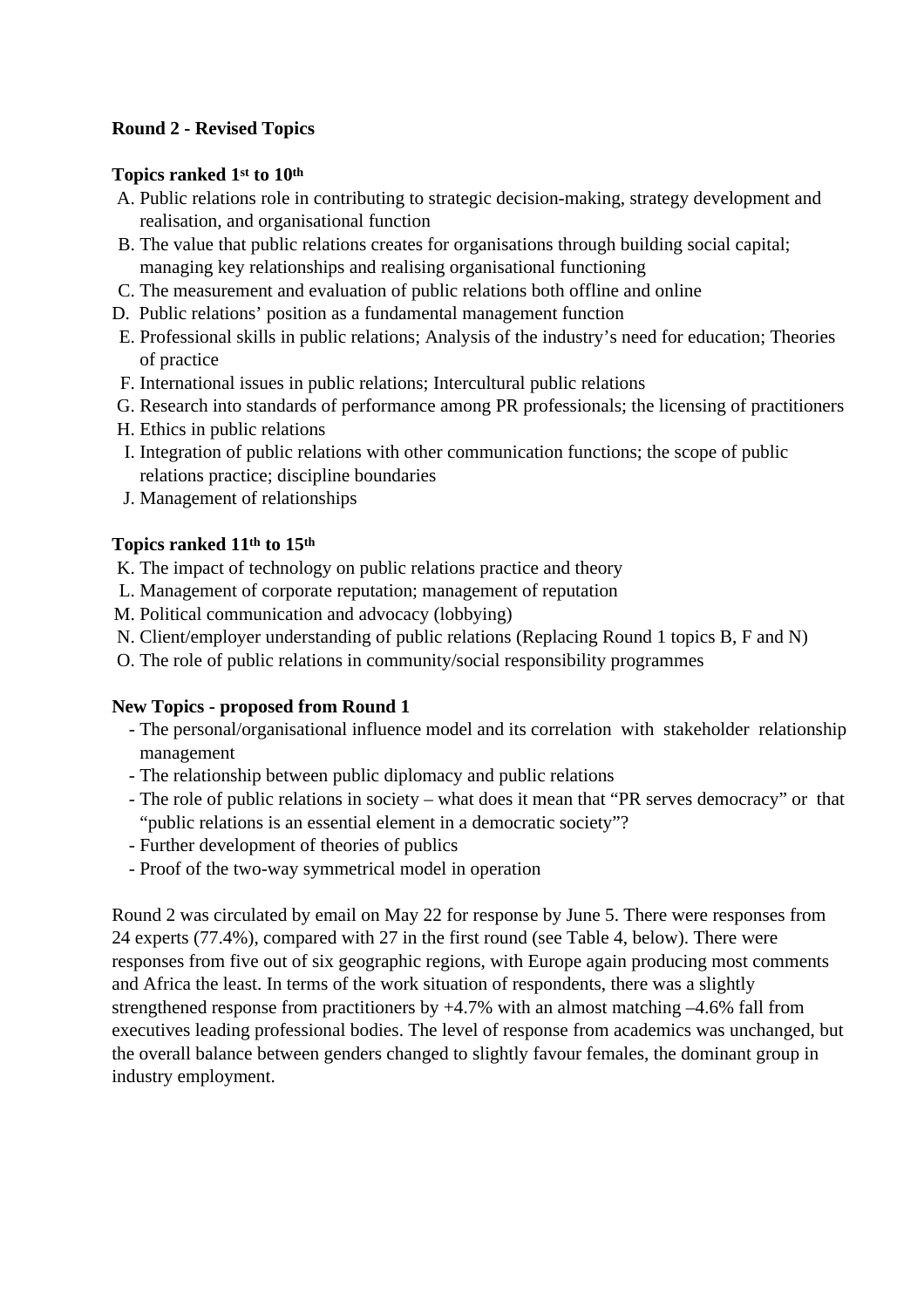**Round 2 - Revised Topics**

**Topics ranked 1st to 10th**

A. Public relations role in contributing to strategic decision-making, strategy development and realisation, and organisational function
B. The value that public relations creates for organisations through building social capital; managing key relationships and realising organisational functioning
C. The measurement and evaluation of public relations both offline and online
D. Public relations' position as a fundamental management function
E. Professional skills in public relations; Analysis of the industry's need for education; Theories of practice
F. International issues in public relations; Intercultural public relations
G. Research into standards of performance among PR professionals; the licensing of practitioners
H. Ethics in public relations
I. Integration of public relations with other communication functions; the scope of public relations practice; discipline boundaries
J. Management of relationships

**Topics ranked 11th to 15th**

K. The impact of technology on public relations practice and theory
L. Management of corporate reputation; management of reputation
M. Political communication and advocacy (lobbying)
N. Client/employer understanding of public relations (Replacing Round 1 topics B, F and N)
O. The role of public relations in community/social responsibility programmes

**New Topics - proposed from Round 1**

- The personal/organisational influence model and its correlation with stakeholder relationship management
- The relationship between public diplomacy and public relations
- The role of public relations in society – what does it mean that "PR serves democracy" or that "public relations is an essential element in a democratic society"?
- Further development of theories of publics
- Proof of the two-way symmetrical model in operation

Round 2 was circulated by email on May 22 for response by June 5. There were responses from 24 experts (77.4%), compared with 27 in the first round (see Table 4, below). There were responses from five out of six geographic regions, with Europe again producing most comments and Africa the least. In terms of the work situation of respondents, there was a slightly strengthened response from practitioners by +4.7% with an almost matching –4.6% fall from executives leading professional bodies. The level of response from academics was unchanged, but the overall balance between genders changed to slightly favour females, the dominant group in industry employment.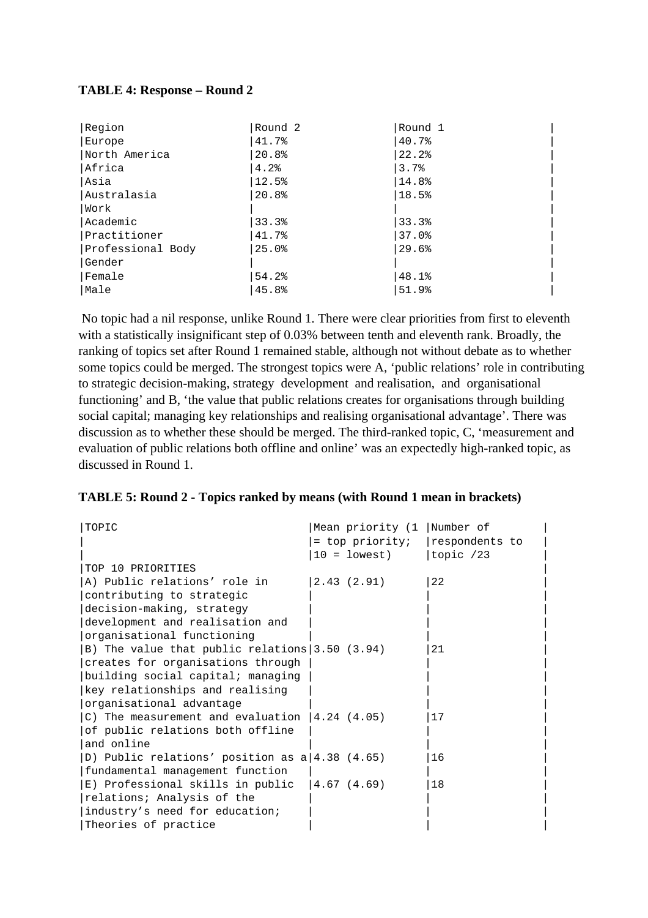**TABLE 4: Response – Round 2**

| Region | Round 2 | Round 1 |
|---|---|---|
| Europe | 41.7% | 40.7% |
| North America | 20.8% | 22.2% |
| Africa | 4.2% | 3.7% |
| Asia | 12.5% | 14.8% |
| Australasia | 20.8% | 18.5% |
| Work | | |
| Academic | 33.3% | 33.3% |
| Practitioner | 41.7% | 37.0% |
| Professional Body | 25.0% | 29.6% |
| Gender | | |
| Female | 54.2% | 48.1% |
| Male | 45.8% | 51.9% |

No topic had a nil response, unlike Round 1. There were clear priorities from first to eleventh with a statistically insignificant step of 0.03% between tenth and eleventh rank. Broadly, the ranking of topics set after Round 1 remained stable, although not without debate as to whether some topics could be merged. The strongest topics were A, 'public relations' role in contributing to strategic decision-making, strategy development and realisation, and organisational functioning' and B, 'the value that public relations creates for organisations through building social capital; managing key relationships and realising organisational advantage'. There was discussion as to whether these should be merged. The third-ranked topic, C, 'measurement and evaluation of public relations both offline and online' was an expectedly high-ranked topic, as discussed in Round 1.

**TABLE 5: Round 2 - Topics ranked by means (with Round 1 mean in brackets)**

| TOPIC | Mean priority (1 = top priority; 10 = lowest) | Number of respondents to topic /23 |
|---|---|---|
| TOP 10 PRIORITIES | | |
| A) Public relations' role in contributing to strategic decision-making, strategy development and realisation and organisational functioning | 2.43 (2.91) | 22 |
| B) The value that public relations creates for organisations through building social capital; managing key relationships and realising organisational advantage | 3.50 (3.94) | 21 |
| C) The measurement and evaluation of public relations both offline and online | 4.24 (4.05) | 17 |
| D) Public relations' position as a fundamental management function | 4.38 (4.65) | 16 |
| E) Professional skills in public relations; Analysis of the industry's need for education; Theories of practice | 4.67 (4.69) | 18 |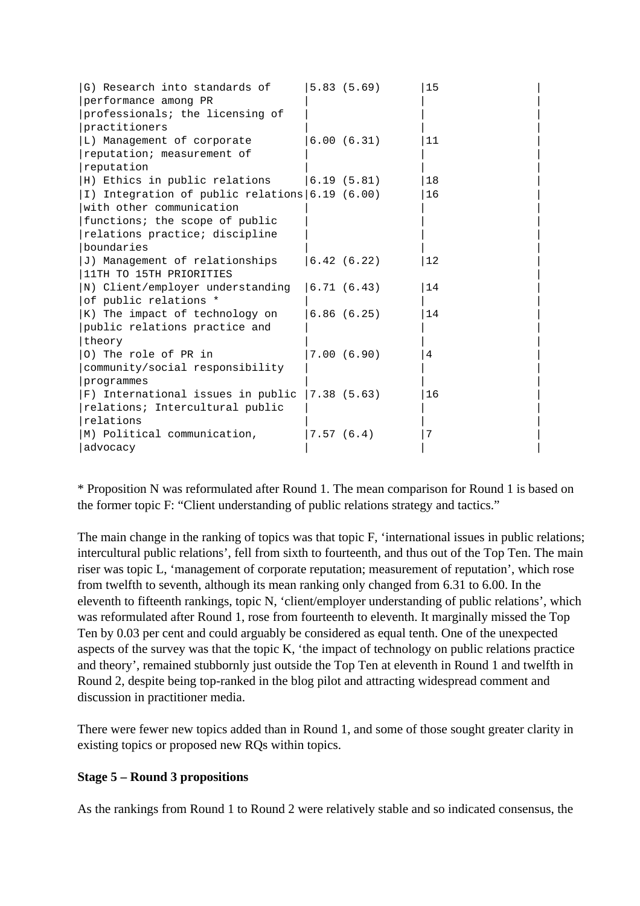| | | | |
|---|---|---|---|
| G) Research into standards of performance among PR professionals; the licensing of practitioners | 5.83 (5.69) | 15 | |
| L) Management of corporate reputation; measurement of reputation | 6.00 (6.31) | 11 | |
| H) Ethics in public relations | 6.19 (5.81) | 18 | |
| I) Integration of public relations with other communication functions; the scope of public relations practice; discipline boundaries | 6.19 (6.00) | 16 | |
| J) Management of relationships | 6.42 (6.22) | 12 | |
| 11TH TO 15TH PRIORITIES | | | |
| N) Client/employer understanding of public relations * | 6.71 (6.43) | 14 | |
| K) The impact of technology on public relations practice and theory | 6.86 (6.25) | 14 | |
| O) The role of PR in community/social responsibility programmes | 7.00 (6.90) | 4 | |
| F) International issues in public relations; Intercultural public relations | 7.38 (5.63) | 16 | |
| M) Political communication, advocacy | 7.57 (6.4) | 7 | |

* Proposition N was reformulated after Round 1. The mean comparison for Round 1 is based on the former topic F: "Client understanding of public relations strategy and tactics."

The main change in the ranking of topics was that topic F, 'international issues in public relations; intercultural public relations', fell from sixth to fourteenth, and thus out of the Top Ten. The main riser was topic L, 'management of corporate reputation; measurement of reputation', which rose from twelfth to seventh, although its mean ranking only changed from 6.31 to 6.00. In the eleventh to fifteenth rankings, topic N, 'client/employer understanding of public relations', which was reformulated after Round 1, rose from fourteenth to eleventh. It marginally missed the Top Ten by 0.03 per cent and could arguably be considered as equal tenth. One of the unexpected aspects of the survey was that the topic K, 'the impact of technology on public relations practice and theory', remained stubbornly just outside the Top Ten at eleventh in Round 1 and twelfth in Round 2, despite being top-ranked in the blog pilot and attracting widespread comment and discussion in practitioner media.

There were fewer new topics added than in Round 1, and some of those sought greater clarity in existing topics or proposed new RQs within topics.

**Stage 5 – Round 3 propositions**

As the rankings from Round 1 to Round 2 were relatively stable and so indicated consensus, the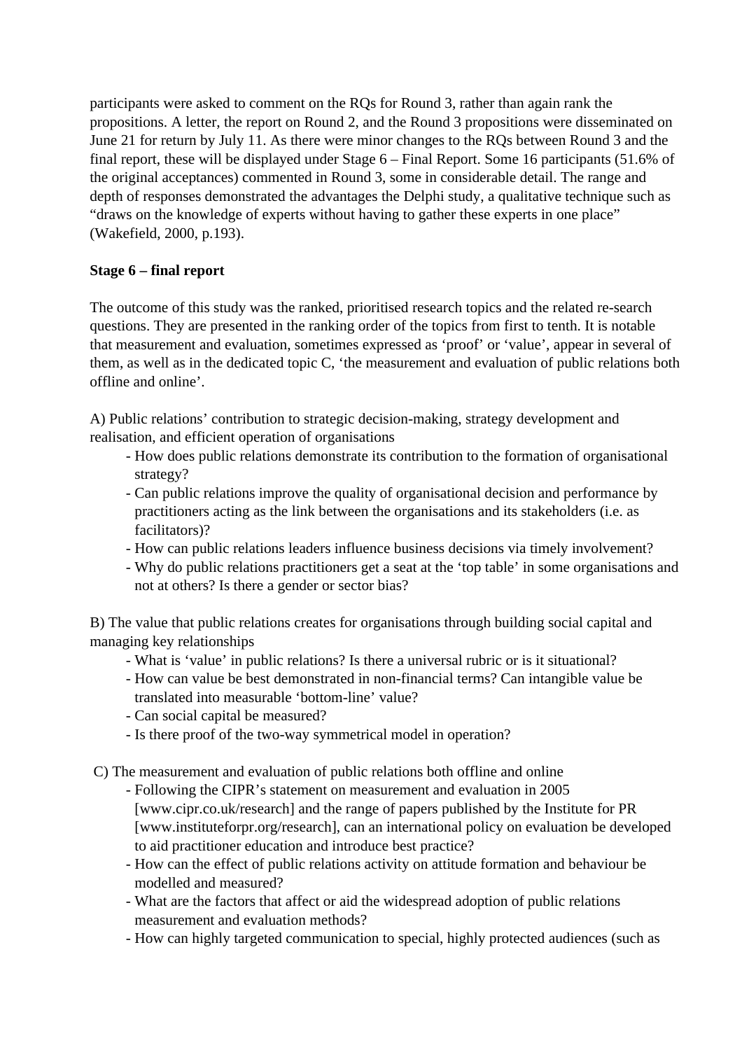participants were asked to comment on the RQs for Round 3, rather than again rank the propositions. A letter, the report on Round 2, and the Round 3 propositions were disseminated on June 21 for return by July 11. As there were minor changes to the RQs between Round 3 and the final report, these will be displayed under Stage 6 – Final Report. Some 16 participants (51.6% of the original acceptances) commented in Round 3, some in considerable detail. The range and depth of responses demonstrated the advantages the Delphi study, a qualitative technique such as "draws on the knowledge of experts without having to gather these experts in one place" (Wakefield, 2000, p.193).

**Stage 6 – final report**

The outcome of this study was the ranked, prioritised research topics and the related re-search questions. They are presented in the ranking order of the topics from first to tenth. It is notable that measurement and evaluation, sometimes expressed as 'proof' or 'value', appear in several of them, as well as in the dedicated topic C, 'the measurement and evaluation of public relations both offline and online'.

A) Public relations' contribution to strategic decision-making, strategy development and realisation, and efficient operation of organisations

- How does public relations demonstrate its contribution to the formation of organisational strategy?
- Can public relations improve the quality of organisational decision and performance by practitioners acting as the link between the organisations and its stakeholders (i.e. as facilitators)?
- How can public relations leaders influence business decisions via timely involvement?
- Why do public relations practitioners get a seat at the 'top table' in some organisations and not at others? Is there a gender or sector bias?

B) The value that public relations creates for organisations through building social capital and managing key relationships

- What is 'value' in public relations? Is there a universal rubric or is it situational?
- How can value be best demonstrated in non-financial terms? Can intangible value be translated into measurable 'bottom-line' value?
- Can social capital be measured?
- Is there proof of the two-way symmetrical model in operation?

C) The measurement and evaluation of public relations both offline and online

- Following the CIPR's statement on measurement and evaluation in 2005 [www.cipr.co.uk/research] and the range of papers published by the Institute for PR [www.instituteforpr.org/research], can an international policy on evaluation be developed to aid practitioner education and introduce best practice?
- How can the effect of public relations activity on attitude formation and behaviour be modelled and measured?
- What are the factors that affect or aid the widespread adoption of public relations measurement and evaluation methods?
- How can highly targeted communication to special, highly protected audiences (such as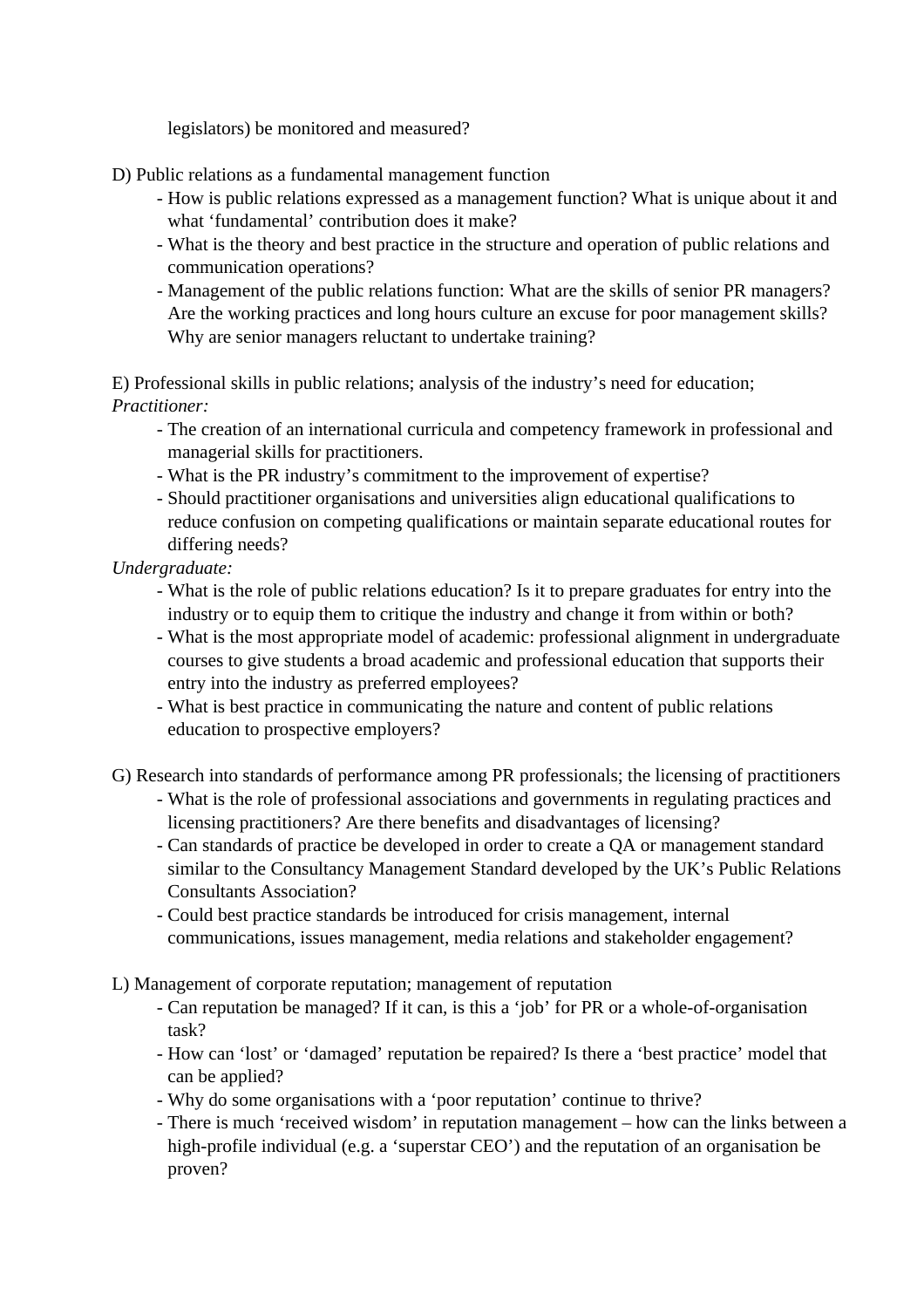legislators) be monitored and measured?

D) Public relations as a fundamental management function

- How is public relations expressed as a management function? What is unique about it and what 'fundamental' contribution does it make?
- What is the theory and best practice in the structure and operation of public relations and communication operations?
- Management of the public relations function: What are the skills of senior PR managers? Are the working practices and long hours culture an excuse for poor management skills? Why are senior managers reluctant to undertake training?

E) Professional skills in public relations; analysis of the industry's need for education;

*Practitioner:*

- The creation of an international curricula and competency framework in professional and managerial skills for practitioners.
- What is the PR industry's commitment to the improvement of expertise?
- Should practitioner organisations and universities align educational qualifications to reduce confusion on competing qualifications or maintain separate educational routes for differing needs?

*Undergraduate:*

- What is the role of public relations education? Is it to prepare graduates for entry into the industry or to equip them to critique the industry and change it from within or both?
- What is the most appropriate model of academic: professional alignment in undergraduate courses to give students a broad academic and professional education that supports their entry into the industry as preferred employees?
- What is best practice in communicating the nature and content of public relations education to prospective employers?

G) Research into standards of performance among PR professionals; the licensing of practitioners

- What is the role of professional associations and governments in regulating practices and licensing practitioners? Are there benefits and disadvantages of licensing?
- Can standards of practice be developed in order to create a QA or management standard similar to the Consultancy Management Standard developed by the UK's Public Relations Consultants Association?
- Could best practice standards be introduced for crisis management, internal communications, issues management, media relations and stakeholder engagement?

L) Management of corporate reputation; management of reputation

- Can reputation be managed? If it can, is this a 'job' for PR or a whole-of-organisation task?
- How can 'lost' or 'damaged' reputation be repaired? Is there a 'best practice' model that can be applied?
- Why do some organisations with a 'poor reputation' continue to thrive?
- There is much 'received wisdom' in reputation management – how can the links between a high-profile individual (e.g. a 'superstar CEO') and the reputation of an organisation be proven?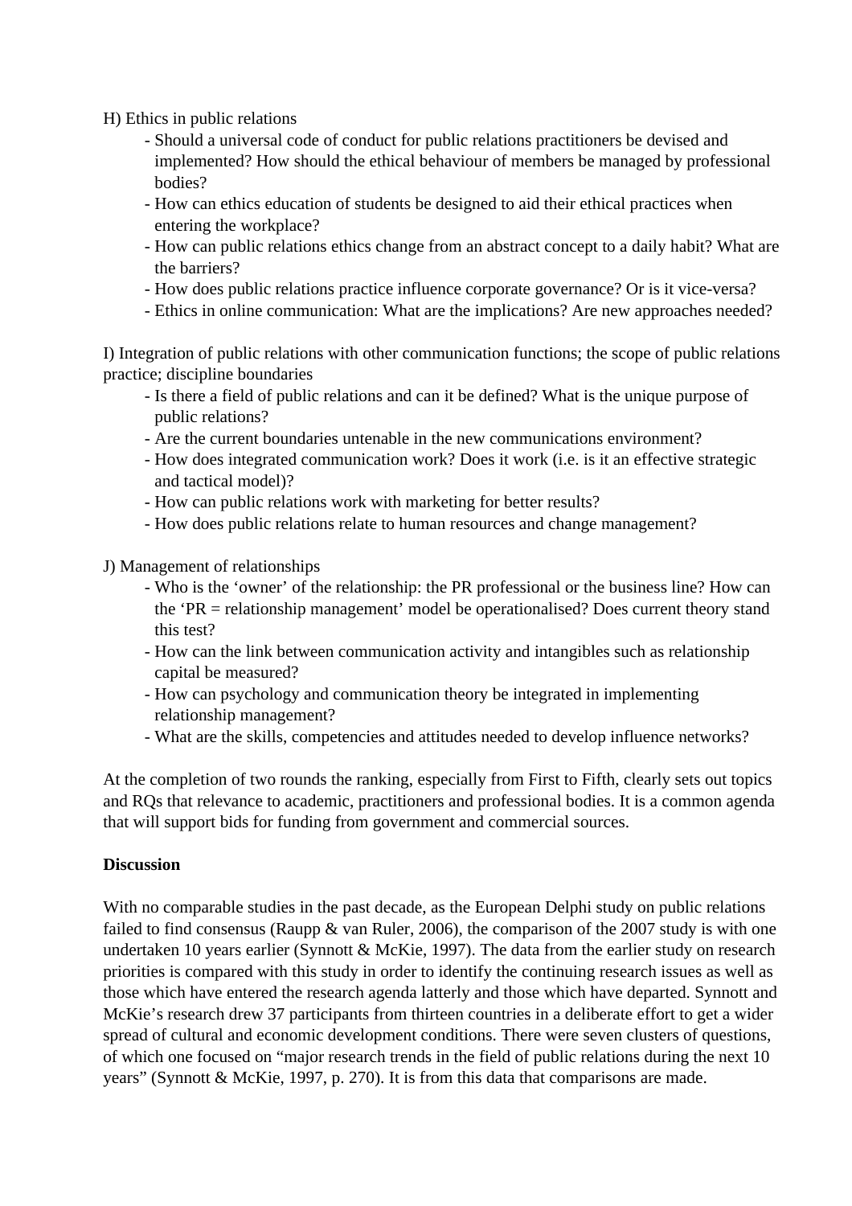H) Ethics in public relations

- Should a universal code of conduct for public relations practitioners be devised and implemented? How should the ethical behaviour of members be managed by professional bodies?
- How can ethics education of students be designed to aid their ethical practices when entering the workplace?
- How can public relations ethics change from an abstract concept to a daily habit? What are the barriers?
- How does public relations practice influence corporate governance? Or is it vice-versa?
- Ethics in online communication: What are the implications? Are new approaches needed?

I) Integration of public relations with other communication functions; the scope of public relations practice; discipline boundaries

- Is there a field of public relations and can it be defined? What is the unique purpose of public relations?
- Are the current boundaries untenable in the new communications environment?
- How does integrated communication work? Does it work (i.e. is it an effective strategic and tactical model)?
- How can public relations work with marketing for better results?
- How does public relations relate to human resources and change management?

J) Management of relationships

- Who is the 'owner' of the relationship: the PR professional or the business line? How can the 'PR = relationship management' model be operationalised? Does current theory stand this test?
- How can the link between communication activity and intangibles such as relationship capital be measured?
- How can psychology and communication theory be integrated in implementing relationship management?
- What are the skills, competencies and attitudes needed to develop influence networks?

At the completion of two rounds the ranking, especially from First to Fifth, clearly sets out topics and RQs that relevance to academic, practitioners and professional bodies. It is a common agenda that will support bids for funding from government and commercial sources.

**Discussion**

With no comparable studies in the past decade, as the European Delphi study on public relations failed to find consensus (Raupp & van Ruler, 2006), the comparison of the 2007 study is with one undertaken 10 years earlier (Synnott & McKie, 1997). The data from the earlier study on research priorities is compared with this study in order to identify the continuing research issues as well as those which have entered the research agenda latterly and those which have departed. Synnott and McKie's research drew 37 participants from thirteen countries in a deliberate effort to get a wider spread of cultural and economic development conditions. There were seven clusters of questions, of which one focused on "major research trends in the field of public relations during the next 10 years" (Synnott & McKie, 1997, p. 270). It is from this data that comparisons are made.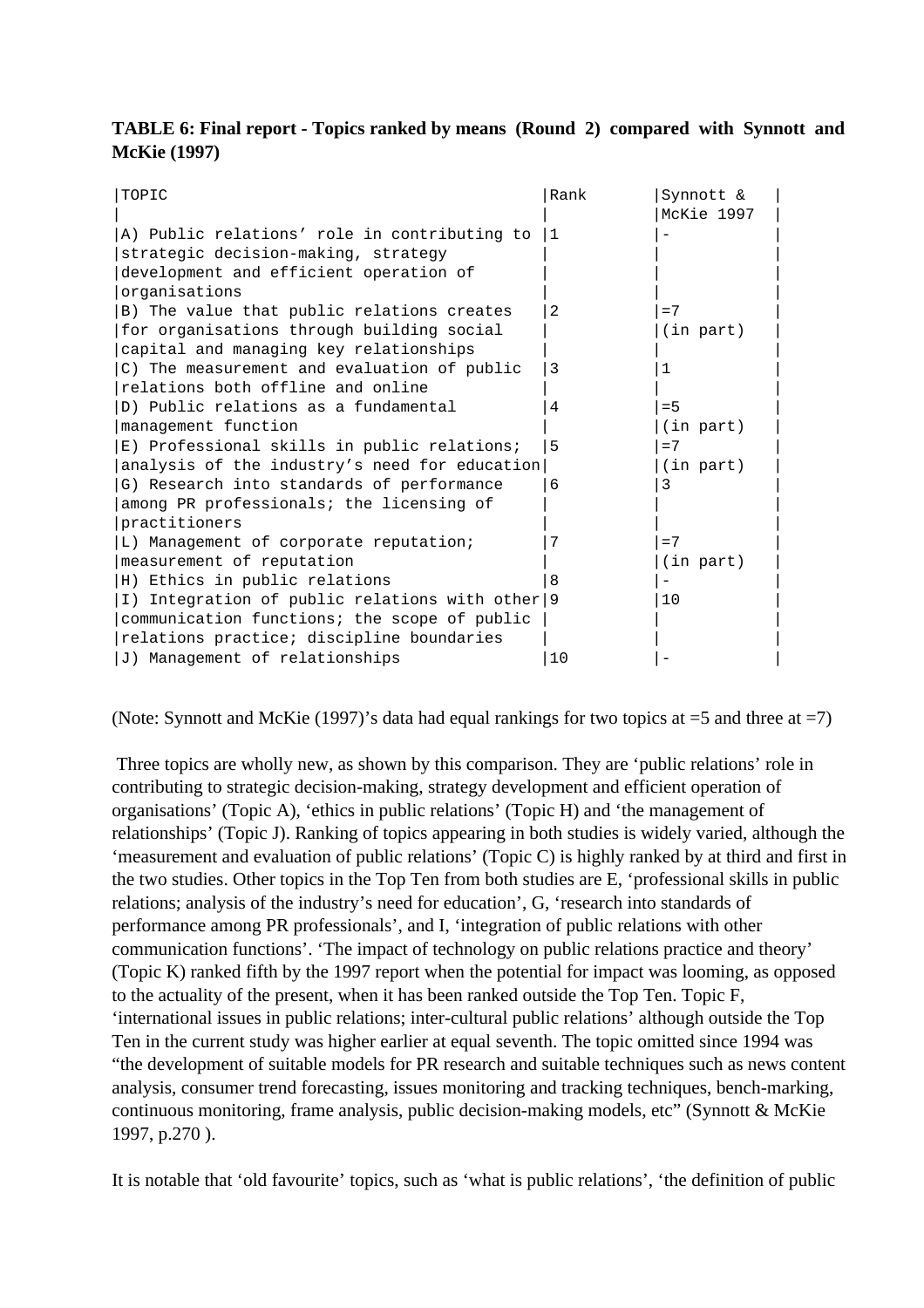**TABLE 6: Final report - Topics ranked by means (Round 2) compared with Synnott and McKie (1997)**

| TOPIC | Rank | Synnott & McKie 1997 |
|---|---|---|
| A) Public relations’ role in contributing to strategic decision-making, strategy development and efficient operation of organisations | 1 | - |
| B) The value that public relations creates for organisations through building social capital and managing key relationships | 2 | =7 (in part) |
| C) The measurement and evaluation of public relations both offline and online | 3 | 1 |
| D) Public relations as a fundamental management function | 4 | =5 (in part) |
| E) Professional skills in public relations; analysis of the industry’s need for education | 5 | =7 (in part) |
| G) Research into standards of performance among PR professionals; the licensing of practitioners | 6 | 3 |
| L) Management of corporate reputation; measurement of reputation | 7 | =7 (in part) |
| H) Ethics in public relations | 8 | - |
| I) Integration of public relations with other communication functions; the scope of public relations practice; discipline boundaries | 9 | 10 |
| J) Management of relationships | 10 | - |

(Note: Synnott and McKie (1997)’s data had equal rankings for two topics at =5 and three at =7)

Three topics are wholly new, as shown by this comparison. They are ‘public relations’ role in contributing to strategic decision-making, strategy development and efficient operation of organisations’ (Topic A), ‘ethics in public relations’ (Topic H) and ‘the management of relationships’ (Topic J). Ranking of topics appearing in both studies is widely varied, although the ‘measurement and evaluation of public relations’ (Topic C) is highly ranked by at third and first in the two studies. Other topics in the Top Ten from both studies are E, ‘professional skills in public relations; analysis of the industry’s need for education’, G, ‘research into standards of performance among PR professionals’, and I, ‘integration of public relations with other communication functions’. ‘The impact of technology on public relations practice and theory’ (Topic K) ranked fifth by the 1997 report when the potential for impact was looming, as opposed to the actuality of the present, when it has been ranked outside the Top Ten. Topic F, ‘international issues in public relations; inter-cultural public relations’ although outside the Top Ten in the current study was higher earlier at equal seventh. The topic omitted since 1994 was “the development of suitable models for PR research and suitable techniques such as news content analysis, consumer trend forecasting, issues monitoring and tracking techniques, bench-marking, continuous monitoring, frame analysis, public decision-making models, etc” (Synnott & McKie 1997, p.270 ).

It is notable that ‘old favourite’ topics, such as ‘what is public relations’, ‘the definition of public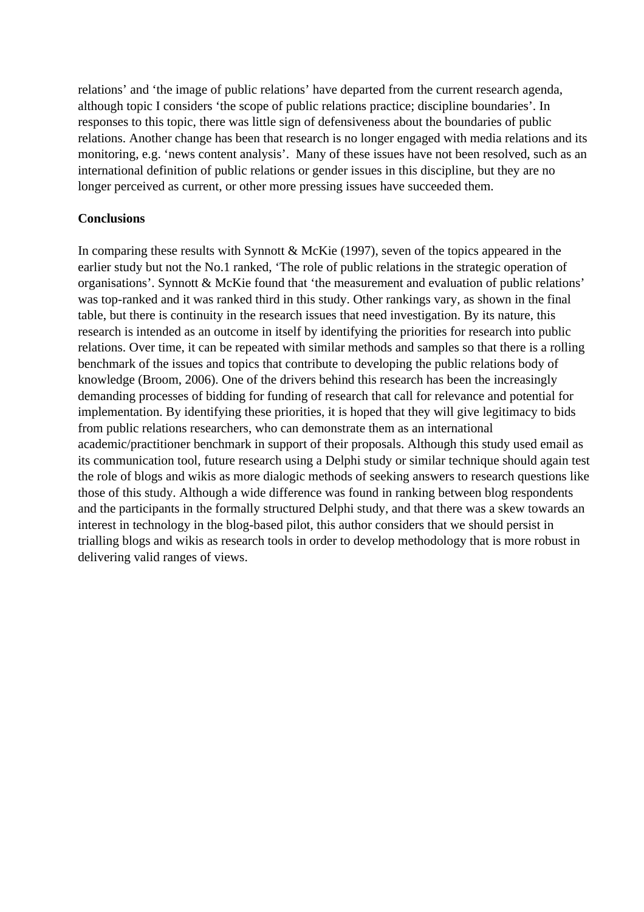relations' and 'the image of public relations' have departed from the current research agenda, although topic I considers 'the scope of public relations practice; discipline boundaries'. In responses to this topic, there was little sign of defensiveness about the boundaries of public relations. Another change has been that research is no longer engaged with media relations and its monitoring, e.g. 'news content analysis'. Many of these issues have not been resolved, such as an international definition of public relations or gender issues in this discipline, but they are no longer perceived as current, or other more pressing issues have succeeded them.

**Conclusions**

In comparing these results with Synnott & McKie (1997), seven of the topics appeared in the earlier study but not the No.1 ranked, 'The role of public relations in the strategic operation of organisations'. Synnott & McKie found that 'the measurement and evaluation of public relations' was top-ranked and it was ranked third in this study. Other rankings vary, as shown in the final table, but there is continuity in the research issues that need investigation. By its nature, this research is intended as an outcome in itself by identifying the priorities for research into public relations. Over time, it can be repeated with similar methods and samples so that there is a rolling benchmark of the issues and topics that contribute to developing the public relations body of knowledge (Broom, 2006). One of the drivers behind this research has been the increasingly demanding processes of bidding for funding of research that call for relevance and potential for implementation. By identifying these priorities, it is hoped that they will give legitimacy to bids from public relations researchers, who can demonstrate them as an international academic/practitioner benchmark in support of their proposals. Although this study used email as its communication tool, future research using a Delphi study or similar technique should again test the role of blogs and wikis as more dialogic methods of seeking answers to research questions like those of this study. Although a wide difference was found in ranking between blog respondents and the participants in the formally structured Delphi study, and that there was a skew towards an interest in technology in the blog-based pilot, this author considers that we should persist in trialling blogs and wikis as research tools in order to develop methodology that is more robust in delivering valid ranges of views.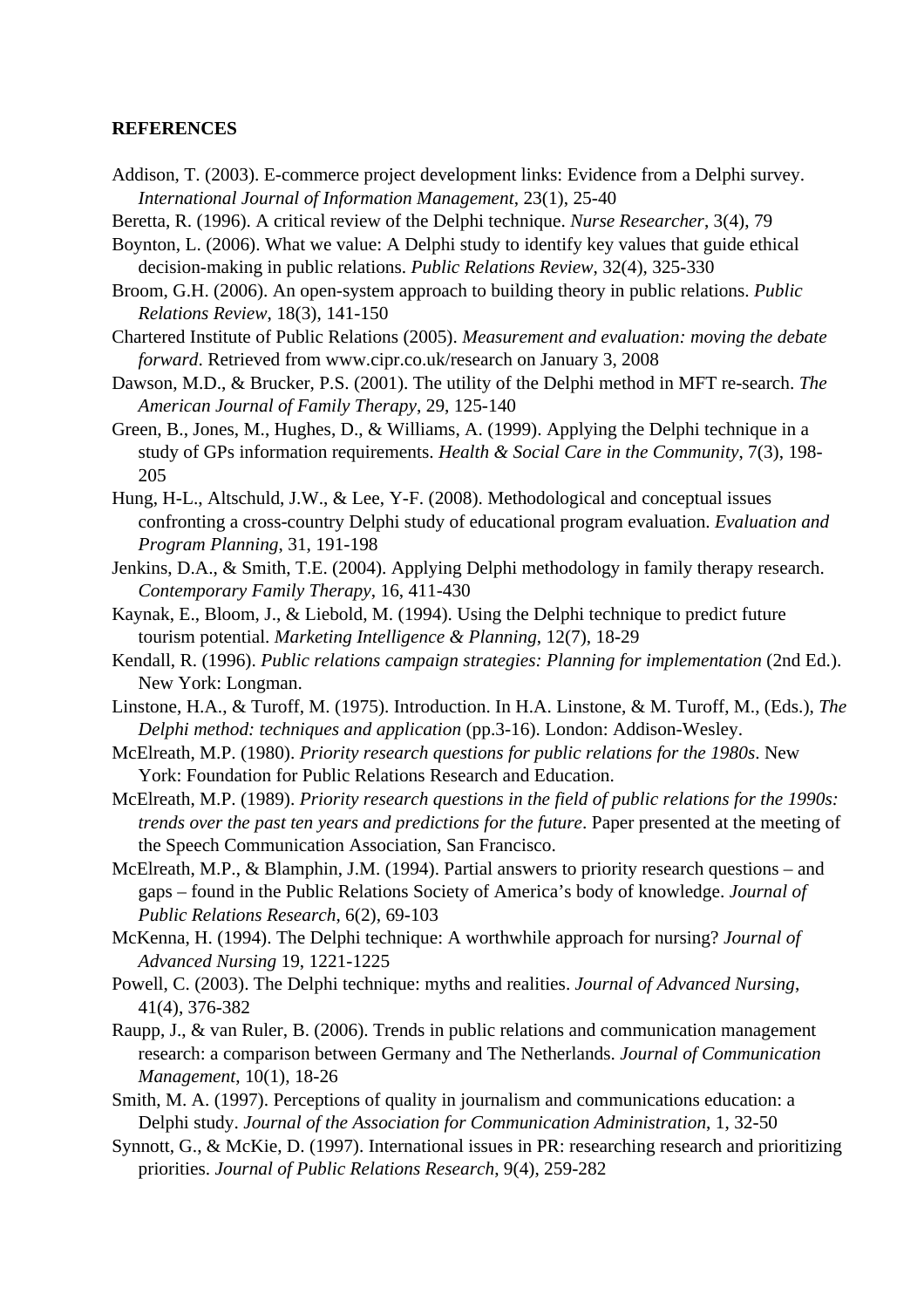**REFERENCES**

Addison, T. (2003). E-commerce project development links: Evidence from a Delphi survey. *International Journal of Information Management*, 23(1), 25-40

Beretta, R. (1996). A critical review of the Delphi technique. *Nurse Researcher*, 3(4), 79

Boynton, L. (2006). What we value: A Delphi study to identify key values that guide ethical decision-making in public relations. *Public Relations Review*, 32(4), 325-330

Broom, G.H. (2006). An open-system approach to building theory in public relations. *Public Relations Review*, 18(3), 141-150

Chartered Institute of Public Relations (2005). *Measurement and evaluation: moving the debate forward*. Retrieved from www.cipr.co.uk/research on January 3, 2008

Dawson, M.D., & Brucker, P.S. (2001). The utility of the Delphi method in MFT re-search. *The American Journal of Family Therapy*, 29, 125-140

Green, B., Jones, M., Hughes, D., & Williams, A. (1999). Applying the Delphi technique in a study of GPs information requirements. *Health & Social Care in the Community*, 7(3), 198-205

Hung, H-L., Altschuld, J.W., & Lee, Y-F. (2008). Methodological and conceptual issues confronting a cross-country Delphi study of educational program evaluation. *Evaluation and Program Planning*, 31, 191-198

Jenkins, D.A., & Smith, T.E. (2004). Applying Delphi methodology in family therapy research. *Contemporary Family Therapy*, 16, 411-430

Kaynak, E., Bloom, J., & Liebold, M. (1994). Using the Delphi technique to predict future tourism potential. *Marketing Intelligence & Planning*, 12(7), 18-29

Kendall, R. (1996). *Public relations campaign strategies: Planning for implementation* (2nd Ed.). New York: Longman.

Linstone, H.A., & Turoff, M. (1975). Introduction. In H.A. Linstone, & M. Turoff, M., (Eds.), *The Delphi method: techniques and application* (pp.3-16). London: Addison-Wesley.

McElreath, M.P. (1980). *Priority research questions for public relations for the 1980s*. New York: Foundation for Public Relations Research and Education.

McElreath, M.P. (1989). *Priority research questions in the field of public relations for the 1990s: trends over the past ten years and predictions for the future*. Paper presented at the meeting of the Speech Communication Association, San Francisco.

McElreath, M.P., & Blamphin, J.M. (1994). Partial answers to priority research questions – and gaps – found in the Public Relations Society of America's body of knowledge. *Journal of Public Relations Research*, 6(2), 69-103

McKenna, H. (1994). The Delphi technique: A worthwhile approach for nursing? *Journal of Advanced Nursing* 19, 1221-1225

Powell, C. (2003). The Delphi technique: myths and realities. *Journal of Advanced Nursing*, 41(4), 376-382

Raupp, J., & van Ruler, B. (2006). Trends in public relations and communication management research: a comparison between Germany and The Netherlands. *Journal of Communication Management*, 10(1), 18-26

Smith, M. A. (1997). Perceptions of quality in journalism and communications education: a Delphi study. *Journal of the Association for Communication Administration*, 1, 32-50

Synnott, G., & McKie, D. (1997). International issues in PR: researching research and prioritizing priorities. *Journal of Public Relations Research*, 9(4), 259-282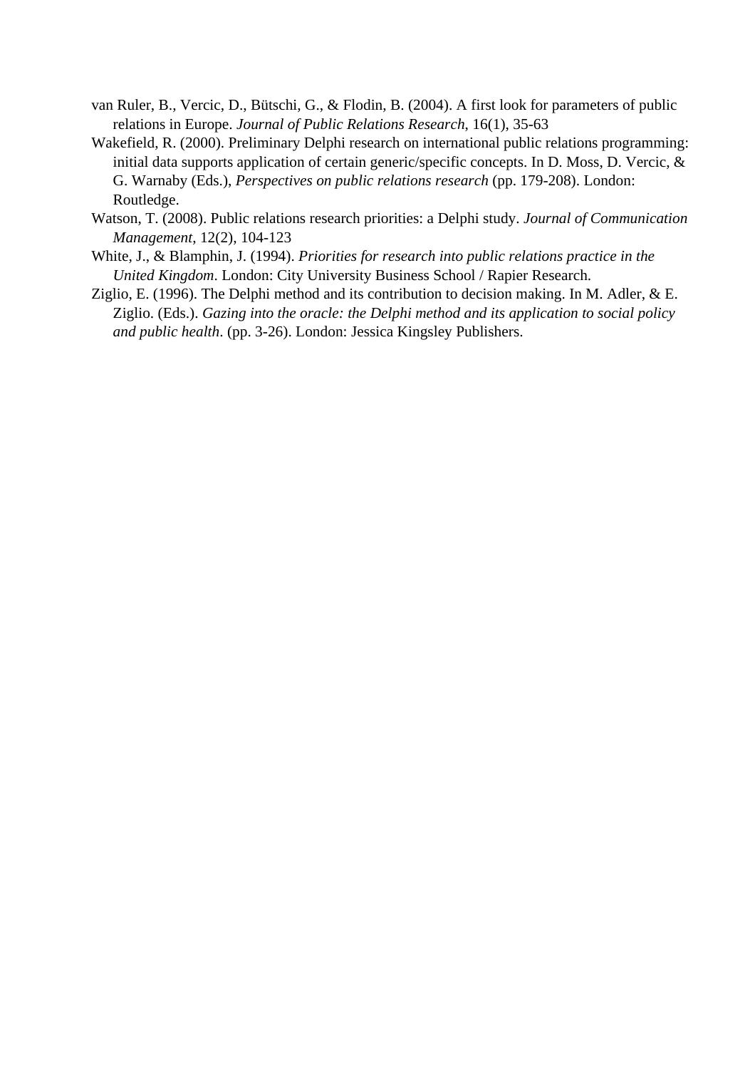van Ruler, B., Vercic, D., Bütschi, G., & Flodin, B. (2004). A first look for parameters of public relations in Europe. *Journal of Public Relations Research*, 16(1), 35-63

Wakefield, R. (2000). Preliminary Delphi research on international public relations programming: initial data supports application of certain generic/specific concepts. In D. Moss, D. Vercic, & G. Warnaby (Eds.), *Perspectives on public relations research* (pp. 179-208). London: Routledge.

Watson, T. (2008). Public relations research priorities: a Delphi study. *Journal of Communication Management*, 12(2), 104-123

White, J., & Blamphin, J. (1994). *Priorities for research into public relations practice in the United Kingdom*. London: City University Business School / Rapier Research.

Ziglio, E. (1996). The Delphi method and its contribution to decision making. In M. Adler, & E. Ziglio. (Eds.). *Gazing into the oracle: the Delphi method and its application to social policy and public health*. (pp. 3-26). London: Jessica Kingsley Publishers.